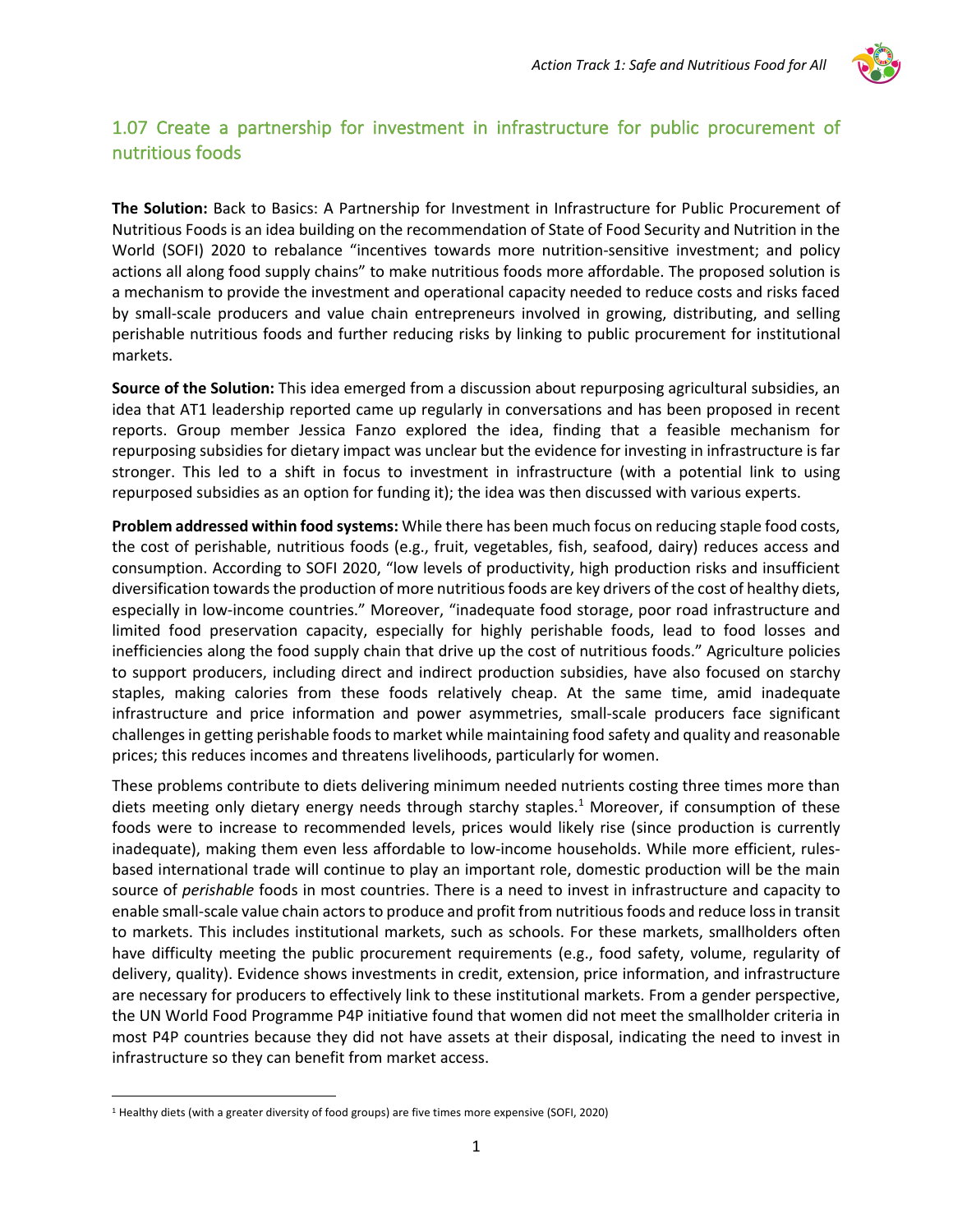## 1.07 Create a partnership for investment in infrastructure for public procurement of nutritious foods

**The Solution:** Back to Basics: A Partnership for Investment in Infrastructure for Public Procurement of Nutritious Foods is an idea building on the recommendation of State of Food Security and Nutrition in the World (SOFI) 2020 to rebalance "incentives towards more nutrition-sensitive investment; and policy actions all along food supply chains" to make nutritious foods more affordable. The proposed solution is a mechanism to provide the investment and operational capacity needed to reduce costs and risks faced by small-scale producers and value chain entrepreneurs involved in growing, distributing, and selling perishable nutritious foods and further reducing risks by linking to public procurement for institutional markets.

**Source of the Solution:** This idea emerged from a discussion about repurposing agricultural subsidies, an idea that AT1 leadership reported came up regularly in conversations and has been proposed in recent reports. Group member Jessica Fanzo explored the idea, finding that a feasible mechanism for repurposing subsidies for dietary impact was unclear but the evidence for investing in infrastructure is far stronger. This led to a shift in focus to investment in infrastructure (with a potential link to using repurposed subsidies as an option for funding it); the idea was then discussed with various experts.

**Problem addressed within food systems:** While there has been much focus on reducing staple food costs, the cost of perishable, nutritious foods (e.g., fruit, vegetables, fish, seafood, dairy) reduces access and consumption. According to SOFI 2020, "low levels of productivity, high production risks and insufficient diversification towards the production of more nutritious foods are key drivers of the cost of healthy diets, especially in low-income countries." Moreover, "inadequate food storage, poor road infrastructure and limited food preservation capacity, especially for highly perishable foods, lead to food losses and inefficiencies along the food supply chain that drive up the cost of nutritious foods." Agriculture policies to support producers, including direct and indirect production subsidies, have also focused on starchy staples, making calories from these foods relatively cheap. At the same time, amid inadequate infrastructure and price information and power asymmetries, small-scale producers face significant challenges in getting perishable foods to market while maintaining food safety and quality and reasonable prices; this reduces incomes and threatens livelihoods, particularly for women.

These problems contribute to diets delivering minimum needed nutrients costing three times more than diets meeting only dietary energy needs through starchy staples.[1] Moreover, if consumption of these foods were to increase to recommended levels, prices would likely rise (since production is currently inadequate), making them even less affordable to low-income households. While more efficient, rules-based international trade will continue to play an important role, domestic production will be the main source of *perishable* foods in most countries. There is a need to invest in infrastructure and capacity to enable small-scale value chain actors to produce and profit from nutritious foods and reduce loss in transit to markets. This includes institutional markets, such as schools. For these markets, smallholders often have difficulty meeting the public procurement requirements (e.g., food safety, volume, regularity of delivery, quality). Evidence shows investments in credit, extension, price information, and infrastructure are necessary for producers to effectively link to these institutional markets. From a gender perspective, the UN World Food Programme P4P initiative found that women did not meet the smallholder criteria in most P4P countries because they did not have assets at their disposal, indicating the need to invest in infrastructure so they can benefit from market access.

[1] Healthy diets (with a greater diversity of food groups) are five times more expensive (SOFI, 2020)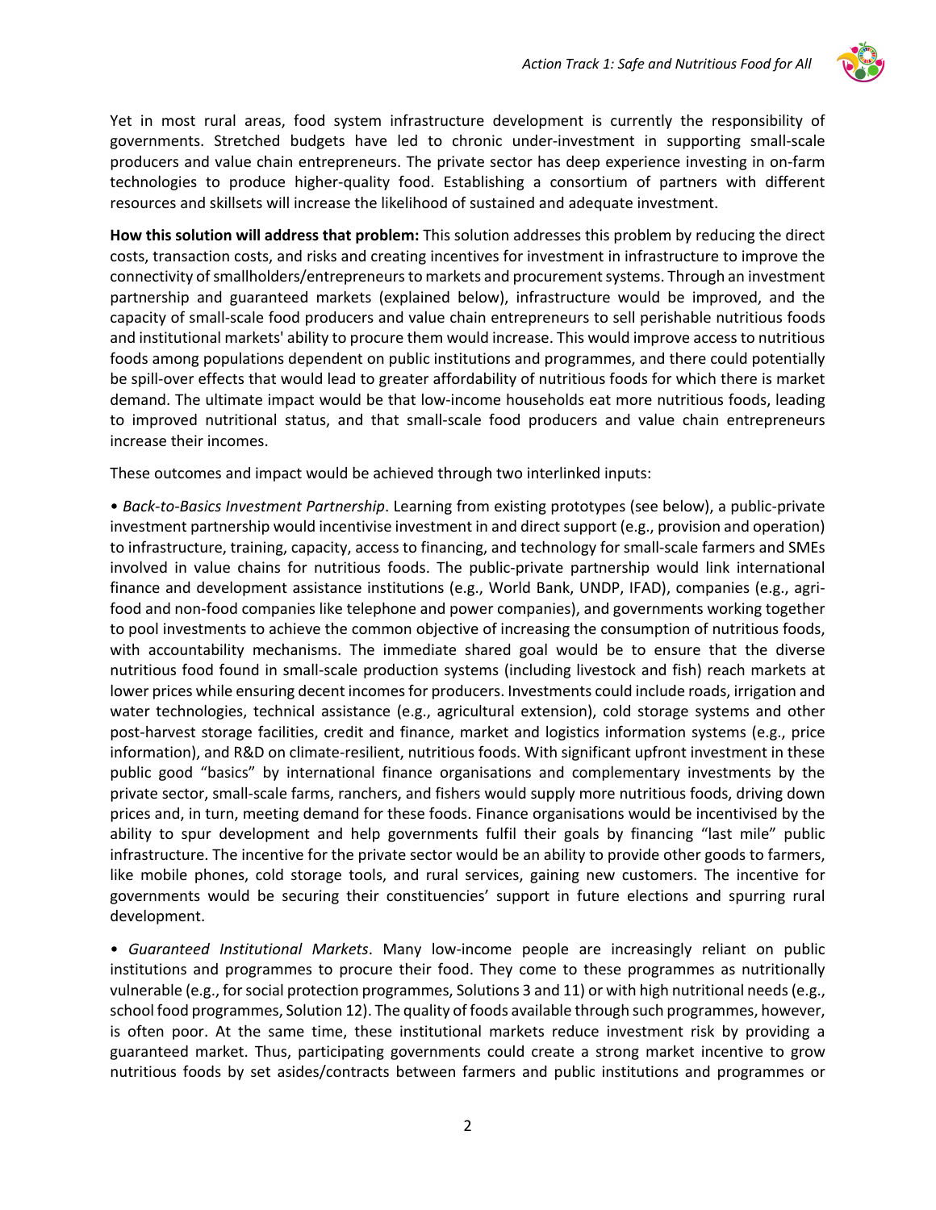Yet in most rural areas, food system infrastructure development is currently the responsibility of governments. Stretched budgets have led to chronic under-investment in supporting small-scale producers and value chain entrepreneurs. The private sector has deep experience investing in on-farm technologies to produce higher-quality food. Establishing a consortium of partners with different resources and skillsets will increase the likelihood of sustained and adequate investment.

**How this solution will address that problem:** This solution addresses this problem by reducing the direct costs, transaction costs, and risks and creating incentives for investment in infrastructure to improve the connectivity of smallholders/entrepreneurs to markets and procurement systems. Through an investment partnership and guaranteed markets (explained below), infrastructure would be improved, and the capacity of small-scale food producers and value chain entrepreneurs to sell perishable nutritious foods and institutional markets' ability to procure them would increase. This would improve access to nutritious foods among populations dependent on public institutions and programmes, and there could potentially be spill-over effects that would lead to greater affordability of nutritious foods for which there is market demand. The ultimate impact would be that low-income households eat more nutritious foods, leading to improved nutritional status, and that small-scale food producers and value chain entrepreneurs increase their incomes.

These outcomes and impact would be achieved through two interlinked inputs:

- *Back-to-Basics Investment Partnership*. Learning from existing prototypes (see below), a public-private investment partnership would incentivise investment in and direct support (e.g., provision and operation) to infrastructure, training, capacity, access to financing, and technology for small-scale farmers and SMEs involved in value chains for nutritious foods. The public-private partnership would link international finance and development assistance institutions (e.g., World Bank, UNDP, IFAD), companies (e.g., agri-food and non-food companies like telephone and power companies), and governments working together to pool investments to achieve the common objective of increasing the consumption of nutritious foods, with accountability mechanisms. The immediate shared goal would be to ensure that the diverse nutritious food found in small-scale production systems (including livestock and fish) reach markets at lower prices while ensuring decent incomes for producers. Investments could include roads, irrigation and water technologies, technical assistance (e.g., agricultural extension), cold storage systems and other post-harvest storage facilities, credit and finance, market and logistics information systems (e.g., price information), and R&D on climate-resilient, nutritious foods. With significant upfront investment in these public good "basics" by international finance organisations and complementary investments by the private sector, small-scale farms, ranchers, and fishers would supply more nutritious foods, driving down prices and, in turn, meeting demand for these foods. Finance organisations would be incentivised by the ability to spur development and help governments fulfil their goals by financing "last mile" public infrastructure. The incentive for the private sector would be an ability to provide other goods to farmers, like mobile phones, cold storage tools, and rural services, gaining new customers. The incentive for governments would be securing their constituencies' support in future elections and spurring rural development.

- *Guaranteed Institutional Markets*. Many low-income people are increasingly reliant on public institutions and programmes to procure their food. They come to these programmes as nutritionally vulnerable (e.g., for social protection programmes, Solutions 3 and 11) or with high nutritional needs (e.g., school food programmes, Solution 12). The quality of foods available through such programmes, however, is often poor. At the same time, these institutional markets reduce investment risk by providing a guaranteed market. Thus, participating governments could create a strong market incentive to grow nutritious foods by set asides/contracts between farmers and public institutions and programmes or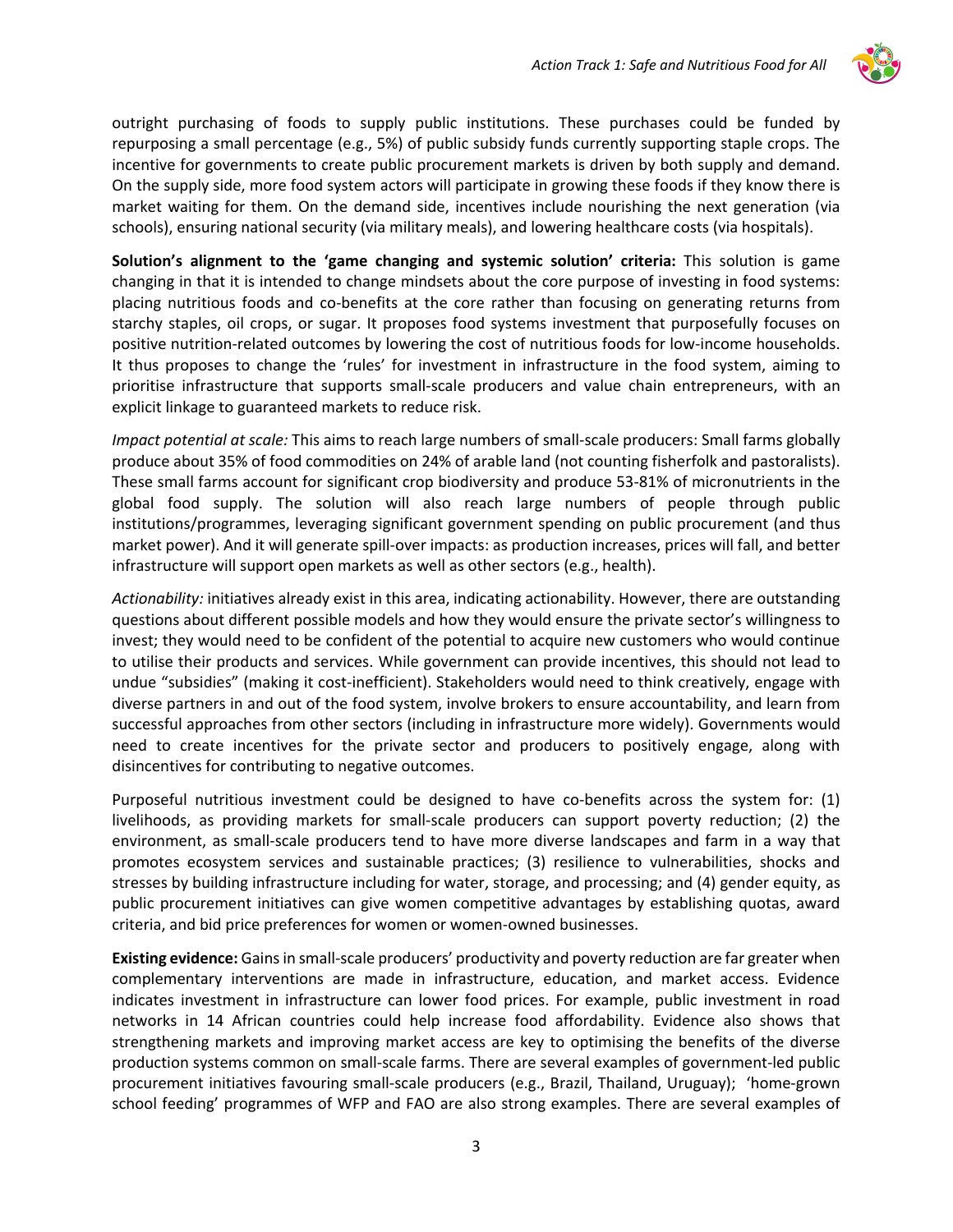outright purchasing of foods to supply public institutions. These purchases could be funded by repurposing a small percentage (e.g., 5%) of public subsidy funds currently supporting staple crops. The incentive for governments to create public procurement markets is driven by both supply and demand. On the supply side, more food system actors will participate in growing these foods if they know there is market waiting for them. On the demand side, incentives include nourishing the next generation (via schools), ensuring national security (via military meals), and lowering healthcare costs (via hospitals).

**Solution's alignment to the 'game changing and systemic solution' criteria:** This solution is game changing in that it is intended to change mindsets about the core purpose of investing in food systems: placing nutritious foods and co-benefits at the core rather than focusing on generating returns from starchy staples, oil crops, or sugar. It proposes food systems investment that purposefully focuses on positive nutrition-related outcomes by lowering the cost of nutritious foods for low-income households. It thus proposes to change the 'rules' for investment in infrastructure in the food system, aiming to prioritise infrastructure that supports small-scale producers and value chain entrepreneurs, with an explicit linkage to guaranteed markets to reduce risk.

*Impact potential at scale:* This aims to reach large numbers of small-scale producers: Small farms globally produce about 35% of food commodities on 24% of arable land (not counting fisherfolk and pastoralists). These small farms account for significant crop biodiversity and produce 53-81% of micronutrients in the global food supply. The solution will also reach large numbers of people through public institutions/programmes, leveraging significant government spending on public procurement (and thus market power). And it will generate spill-over impacts: as production increases, prices will fall, and better infrastructure will support open markets as well as other sectors (e.g., health).

*Actionability:* initiatives already exist in this area, indicating actionability. However, there are outstanding questions about different possible models and how they would ensure the private sector's willingness to invest; they would need to be confident of the potential to acquire new customers who would continue to utilise their products and services. While government can provide incentives, this should not lead to undue "subsidies" (making it cost-inefficient). Stakeholders would need to think creatively, engage with diverse partners in and out of the food system, involve brokers to ensure accountability, and learn from successful approaches from other sectors (including in infrastructure more widely). Governments would need to create incentives for the private sector and producers to positively engage, along with disincentives for contributing to negative outcomes.

Purposeful nutritious investment could be designed to have co-benefits across the system for: (1) livelihoods, as providing markets for small-scale producers can support poverty reduction; (2) the environment, as small-scale producers tend to have more diverse landscapes and farm in a way that promotes ecosystem services and sustainable practices; (3) resilience to vulnerabilities, shocks and stresses by building infrastructure including for water, storage, and processing; and (4) gender equity, as public procurement initiatives can give women competitive advantages by establishing quotas, award criteria, and bid price preferences for women or women-owned businesses.

**Existing evidence:** Gains in small-scale producers' productivity and poverty reduction are far greater when complementary interventions are made in infrastructure, education, and market access. Evidence indicates investment in infrastructure can lower food prices. For example, public investment in road networks in 14 African countries could help increase food affordability. Evidence also shows that strengthening markets and improving market access are key to optimising the benefits of the diverse production systems common on small-scale farms. There are several examples of government-led public procurement initiatives favouring small-scale producers (e.g., Brazil, Thailand, Uruguay); 'home-grown school feeding' programmes of WFP and FAO are also strong examples. There are several examples of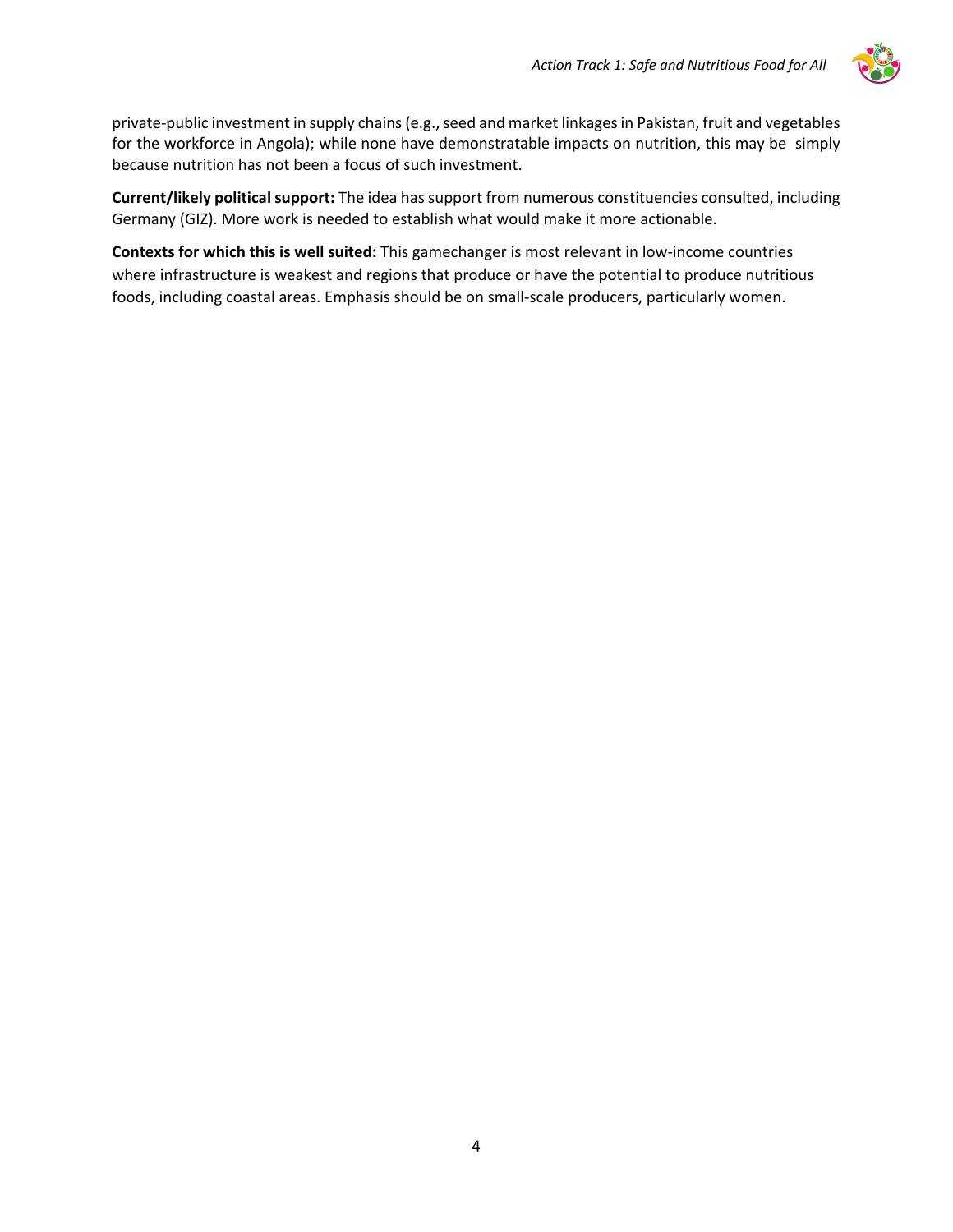private-public investment in supply chains (e.g., seed and market linkages in Pakistan, fruit and vegetables for the workforce in Angola); while none have demonstratable impacts on nutrition, this may be simply because nutrition has not been a focus of such investment.

**Current/likely political support:** The idea has support from numerous constituencies consulted, including Germany (GIZ). More work is needed to establish what would make it more actionable.

**Contexts for which this is well suited:** This gamechanger is most relevant in low-income countries where infrastructure is weakest and regions that produce or have the potential to produce nutritious foods, including coastal areas. Emphasis should be on small-scale producers, particularly women.